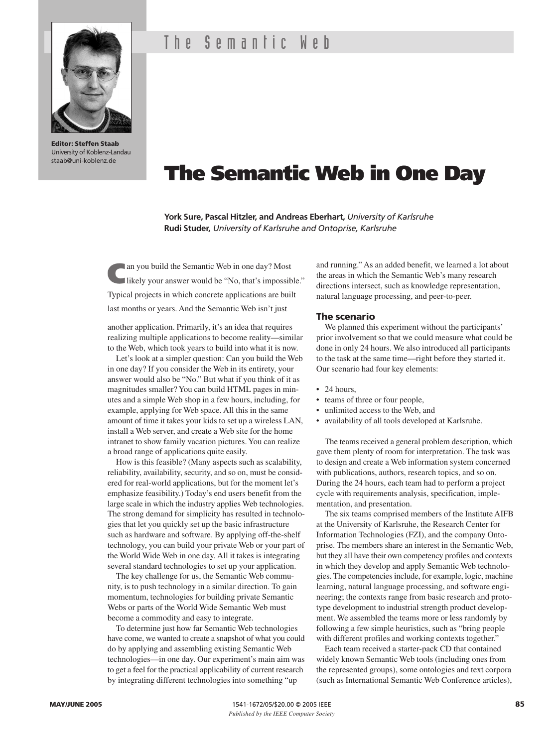# The Semantic Web in One Day

**York Sure, Pascal Hitzler, and Andreas Eberhart,** *University of Karlsruhe*
**Rudi Studer,** *University of Karlsruhe and Ontoprise, Karlsruhe*

**Editor: Steffen Staab**
University of Koblenz-Landau
staab@uni-koblenz.de

Can you build the Semantic Web in one day? Most likely your answer would be "No, that's impossible." Typical projects in which concrete applications are built last months or years. And the Semantic Web isn't just another application. Primarily, it's an idea that requires realizing multiple applications to become reality—similar to the Web, which took years to build into what it is now.

Let's look at a simpler question: Can you build the Web in one day? If you consider the Web in its entirety, your answer would also be "No." But what if you think of it as magnitudes smaller? You can build HTML pages in minutes and a simple Web shop in a few hours, including, for example, applying for Web space. All this in the same amount of time it takes your kids to set up a wireless LAN, install a Web server, and create a Web site for the home intranet to show family vacation pictures. You can realize a broad range of applications quite easily.

How is this feasible? (Many aspects such as scalability, reliability, availability, security, and so on, must be considered for real-world applications, but for the moment let's emphasize feasibility.) Today's end users benefit from the large scale in which the industry applies Web technologies. The strong demand for simplicity has resulted in technologies that let you quickly set up the basic infrastructure such as hardware and software. By applying off-the-shelf technology, you can build your private Web or your part of the World Wide Web in one day. All it takes is integrating several standard technologies to set up your application.

The key challenge for us, the Semantic Web community, is to push technology in a similar direction. To gain momentum, technologies for building private Semantic Webs or parts of the World Wide Semantic Web must become a commodity and easy to integrate.

To determine just how far Semantic Web technologies have come, we wanted to create a snapshot of what you could do by applying and assembling existing Semantic Web technologies—in one day. Our experiment's main aim was to get a feel for the practical applicability of current research by integrating different technologies into something "up and running." As an added benefit, we learned a lot about the areas in which the Semantic Web's many research directions intersect, such as knowledge representation, natural language processing, and peer-to-peer.

## The scenario

We planned this experiment without the participants' prior involvement so that we could measure what could be done in only 24 hours. We also introduced all participants to the task at the same time—right before they started it. Our scenario had four key elements:

- 24 hours,
- teams of three or four people,
- unlimited access to the Web, and
- availability of all tools developed at Karlsruhe.

The teams received a general problem description, which gave them plenty of room for interpretation. The task was to design and create a Web information system concerned with publications, authors, research topics, and so on. During the 24 hours, each team had to perform a project cycle with requirements analysis, specification, implementation, and presentation.

The six teams comprised members of the Institute AIFB at the University of Karlsruhe, the Research Center for Information Technologies (FZI), and the company Ontoprise. The members share an interest in the Semantic Web, but they all have their own competency profiles and contexts in which they develop and apply Semantic Web technologies. The competencies include, for example, logic, machine learning, natural language processing, and software engineering; the contexts range from basic research and prototype development to industrial strength product development. We assembled the teams more or less randomly by following a few simple heuristics, such as "bring people with different profiles and working contexts together."

Each team received a starter-pack CD that contained widely known Semantic Web tools (including ones from the represented groups), some ontologies and text corpora (such as International Semantic Web Conference articles),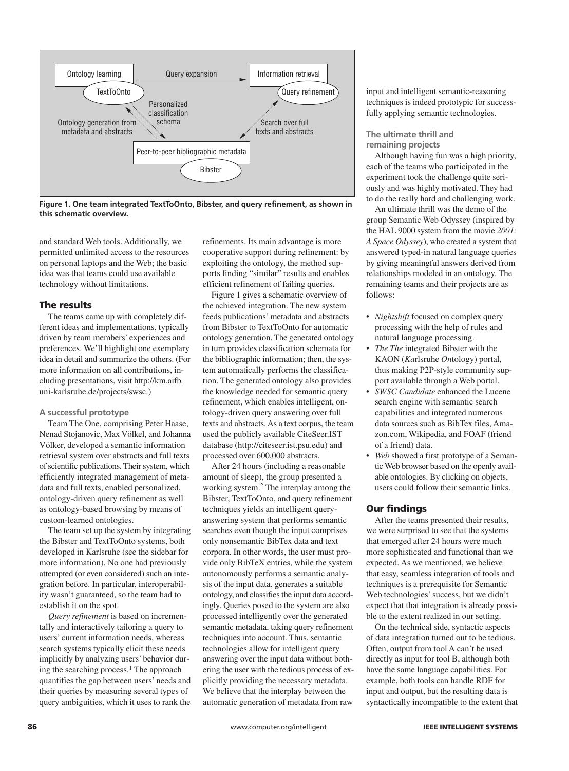Ontology learning

TextToOnto

Query expansion

Information retrieval

Query refinement

Personalized classification schema

Ontology generation from metadata and abstracts

Search over full texts and abstracts

Peer-to-peer bibliographic metadata

Bibster

**Figure 1. One team integrated TextToOnto, Bibster, and query refinement, as shown in this schematic overview.**

and standard Web tools. Additionally, we permitted unlimited access to the resources on personal laptops and the Web; the basic idea was that teams could use available technology without limitations.

## The results

The teams came up with completely different ideas and implementations, typically driven by team members' experiences and preferences. We'll highlight one exemplary idea in detail and summarize the others. (For more information on all contributions, including presentations, visit http://km.aifb.uni-karlsruhe.de/projects/swsc.)

### A successful prototype

Team The One, comprising Peter Haase, Nenad Stojanovic, Max Völkel, and Johanna Völker, developed a semantic information retrieval system over abstracts and full texts of scientific publications. Their system, which efficiently integrated management of metadata and full texts, enabled personalized, ontology-driven query refinement as well as ontology-based browsing by means of custom-learned ontologies.

The team set up the system by integrating the Bibster and TextToOnto systems, both developed in Karlsruhe (see the sidebar for more information). No one had previously attempted (or even considered) such an integration before. In particular, interoperability wasn't guaranteed, so the team had to establish it on the spot.

*Query refinement* is based on incrementally and interactively tailoring a query to users' current information needs, whereas search systems typically elicit these needs implicitly by analyzing users' behavior during the searching process.[1] The approach quantifies the gap between users' needs and their queries by measuring several types of query ambiguities, which it uses to rank the refinements. Its main advantage is more cooperative support during refinement: by exploiting the ontology, the method supports finding "similar" results and enables efficient refinement of failing queries.

Figure 1 gives a schematic overview of the achieved integration. The new system feeds publications' metadata and abstracts from Bibster to TextToOnto for automatic ontology generation. The generated ontology in turn provides classification schemata for the bibliographic information; then, the system automatically performs the classification. The generated ontology also provides the knowledge needed for semantic query refinement, which enables intelligent, ontology-driven query answering over full texts and abstracts. As a text corpus, the team used the publicly available CiteSeer.IST database (http://citeseer.ist.psu.edu) and processed over 600,000 abstracts.

After 24 hours (including a reasonable amount of sleep), the group presented a working system.[2] The interplay among the Bibster, TextToOnto, and query refinement techniques yields an intelligent query-answering system that performs semantic searches even though the input comprises only nonsemantic BibTex data and text corpora. In other words, the user must provide only BibTeX entries, while the system autonomously performs a semantic analysis of the input data, generates a suitable ontology, and classifies the input data accordingly. Queries posed to the system are also processed intelligently over the generated semantic metadata, taking query refinement techniques into account. Thus, semantic technologies allow for intelligent query answering over the input data without bothering the user with the tedious process of explicitly providing the necessary metadata. We believe that the interplay between the automatic generation of metadata from raw input and intelligent semantic-reasoning techniques is indeed prototypic for successfully applying semantic technologies.

### The ultimate thrill and remaining projects

Although having fun was a high priority, each of the teams who participated in the experiment took the challenge quite seriously and was highly motivated. They had to do the really hard and challenging work.

An ultimate thrill was the demo of the group Semantic Web Odyssey (inspired by the HAL 9000 system from the movie *2001: A Space Odyssey*), who created a system that answered typed-in natural language queries by giving meaningful answers derived from relationships modeled in an ontology. The remaining teams and their projects are as follows:

- *Nightshift* focused on complex query processing with the help of rules and natural language processing.
- *The The* integrated Bibster with the KAON (*Ka*rlsruhe *On*tology) portal, thus making P2P-style community support available through a Web portal.
- *SWSC Candidate* enhanced the Lucene search engine with semantic search capabilities and integrated numerous data sources such as BibTex files, Amazon.com, Wikipedia, and FOAF (friend of a friend) data.
- *Web* showed a first prototype of a Semantic Web browser based on the openly available ontologies. By clicking on objects, users could follow their semantic links.

## Our findings

After the teams presented their results, we were surprised to see that the systems that emerged after 24 hours were much more sophisticated and functional than we expected. As we mentioned, we believe that easy, seamless integration of tools and techniques is a prerequisite for Semantic Web technologies' success, but we didn't expect that that integration is already possible to the extent realized in our setting.

On the technical side, syntactic aspects of data integration turned out to be tedious. Often, output from tool A can't be used directly as input for tool B, although both have the same language capabilities. For example, both tools can handle RDF for input and output, but the resulting data is syntactically incompatible to the extent that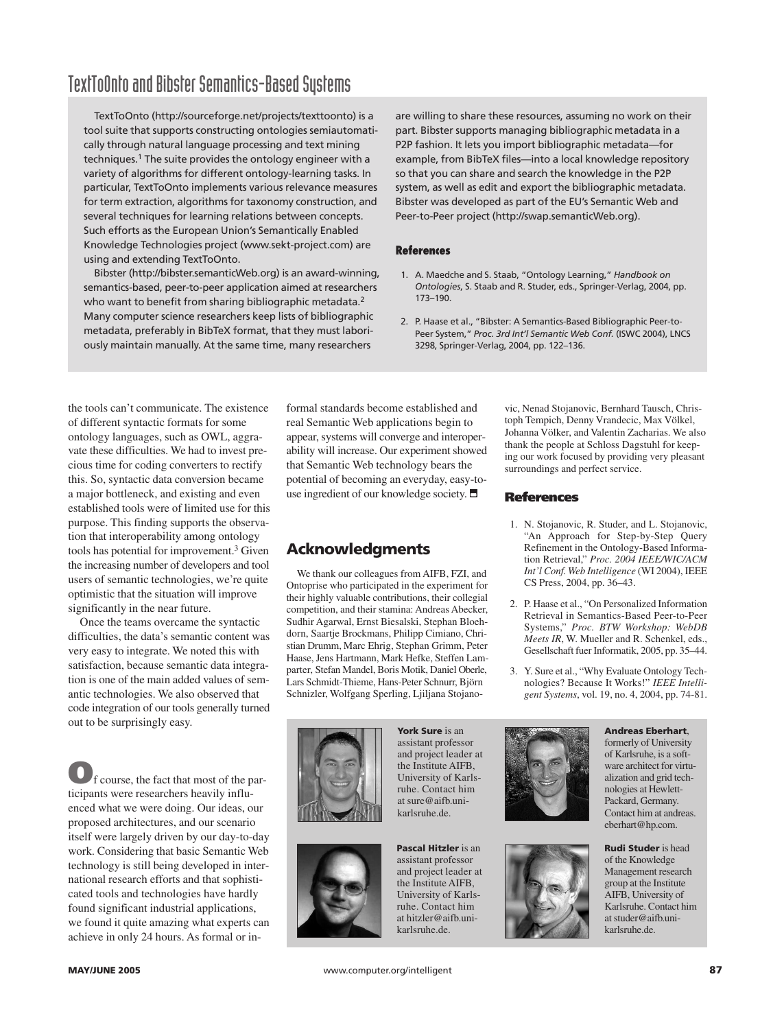## TextToOnto and Bibster Semantics-Based Systems

TextToOnto (http://sourceforge.net/projects/texttoonto) is a tool suite that supports constructing ontologies semiautomatically through natural language processing and text mining techniques.[1] The suite provides the ontology engineer with a variety of algorithms for different ontology-learning tasks. In particular, TextToOnto implements various relevance measures for term extraction, algorithms for taxonomy construction, and several techniques for learning relations between concepts. Such efforts as the European Union's Semantically Enabled Knowledge Technologies project (www.sekt-project.com) are using and extending TextToOnto.

Bibster (http://bibster.semanticWeb.org) is an award-winning, semantics-based, peer-to-peer application aimed at researchers who want to benefit from sharing bibliographic metadata.[2] Many computer science researchers keep lists of bibliographic metadata, preferably in BibTeX format, that they must laboriously maintain manually. At the same time, many researchers are willing to share these resources, assuming no work on their part. Bibster supports managing bibliographic metadata in a P2P fashion. It lets you import bibliographic metadata—for example, from BibTeX files—into a local knowledge repository so that you can share and search the knowledge in the P2P system, as well as edit and export the bibliographic metadata. Bibster was developed as part of the EU's Semantic Web and Peer-to-Peer project (http://swap.semanticWeb.org).

### References

1. A. Maedche and S. Staab, "Ontology Learning," *Handbook on Ontologies*, S. Staab and R. Studer, eds., Springer-Verlag, 2004, pp. 173–190.
2. P. Haase et al., "Bibster: A Semantics-Based Bibliographic Peer-to-Peer System," *Proc. 3rd Int'l Semantic Web Conf.* (ISWC 2004), LNCS 3298, Springer-Verlag, 2004, pp. 122–136.

the tools can't communicate. The existence of different syntactic formats for some ontology languages, such as OWL, aggravate these difficulties. We had to invest precious time for coding converters to rectify this. So, syntactic data conversion became a major bottleneck, and existing and even established tools were of limited use for this purpose. This finding supports the observation that interoperability among ontology tools has potential for improvement.[3] Given the increasing number of developers and tool users of semantic technologies, we're quite optimistic that the situation will improve significantly in the near future.

Once the teams overcame the syntactic difficulties, the data's semantic content was very easy to integrate. We noted this with satisfaction, because semantic data integration is one of the main added values of semantic technologies. We also observed that code integration of our tools generally turned out to be surprisingly easy.

Of course, the fact that most of the participants were researchers heavily influenced what we were doing. Our ideas, our proposed architectures, and our scenario itself were largely driven by our day-to-day work. Considering that basic Semantic Web technology is still being developed in international research efforts and that sophisticated tools and technologies have hardly found significant industrial applications, we found it quite amazing what experts can achieve in only 24 hours. As formal or informal standards become established and real Semantic Web applications begin to appear, systems will converge and interoperability will increase. Our experiment showed that Semantic Web technology bears the potential of becoming an everyday, easy-to-use ingredient of our knowledge society.

## Acknowledgments

We thank our colleagues from AIFB, FZI, and Ontoprise who participated in the experiment for their highly valuable contributions, their collegial competition, and their stamina: Andreas Abecker, Sudhir Agarwal, Ernst Biesalski, Stephan Bloehdorn, Saartje Brockmans, Philipp Cimiano, Christian Drumm, Marc Ehrig, Stephan Grimm, Peter Haase, Jens Hartmann, Mark Hefke, Steffen Lamparter, Stefan Mandel, Boris Motik, Daniel Oberle, Lars Schmidt-Thieme, Hans-Peter Schnurr, Björn Schnizler, Wolfgang Sperling, Ljiljana Stojanovic, Nenad Stojanovic, Bernhard Tausch, Christoph Tempich, Denny Vrandecic, Max Völkel, Johanna Völker, and Valentin Zacharias. We also thank the people at Schloss Dagstuhl for keeping our work focused by providing very pleasant surroundings and perfect service.

## References

1. N. Stojanovic, R. Studer, and L. Stojanovic, "An Approach for Step-by-Step Query Refinement in the Ontology-Based Information Retrieval," *Proc. 2004 IEEE/WIC/ACM Int'l Conf. Web Intelligence* (WI 2004), IEEE CS Press, 2004, pp. 36–43.
2. P. Haase et al., "On Personalized Information Retrieval in Semantics-Based Peer-to-Peer Systems," *Proc. BTW Workshop: WebDB Meets IR*, W. Mueller and R. Schenkel, eds., Gesellschaft fuer Informatik, 2005, pp. 35–44.
3. Y. Sure et al., "Why Evaluate Ontology Technologies? Because It Works!" *IEEE Intelligent Systems*, vol. 19, no. 4, 2004, pp. 74-81.

**York Sure** is an assistant professor and project leader at the Institute AIFB, University of Karlsruhe. Contact him at sure@aifb.uni-karlsruhe.de.

**Andreas Eberhart**, formerly of University of Karlsruhe, is a software architect for virtualization and grid technologies at Hewlett-Packard, Germany. Contact him at andreas.eberhart@hp.com.

**Pascal Hitzler** is an assistant professor and project leader at the Institute AIFB, University of Karlsruhe. Contact him at hitzler@aifb.uni-karlsruhe.de.

**Rudi Studer** is head of the Knowledge Management research group at the Institute AIFB, University of Karlsruhe. Contact him at studer@aifb.uni-karlsruhe.de.